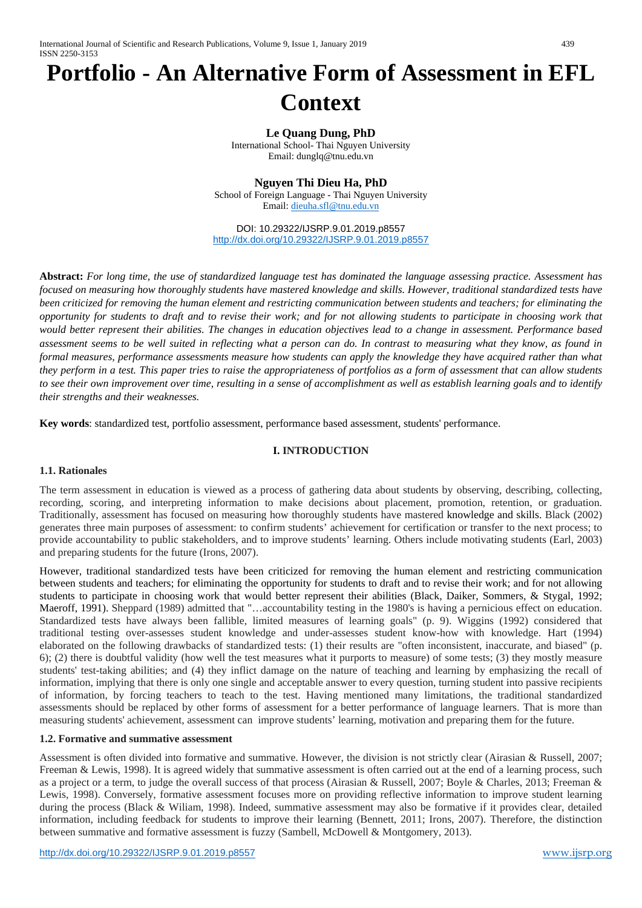# Portfolio - An Alternative Form of Assessment in EFL Context

**Le Quang Dung, PhD**
International School- Thai Nguyen University
Email: dunglq@tnu.edu.vn

**Nguyen Thi Dieu Ha, PhD**
School of Foreign Language - Thai Nguyen University
Email: dieuha.sfl@tnu.edu.vn

DOI: 10.29322/IJSRP.9.01.2019.p8557
http://dx.doi.org/10.29322/IJSRP.9.01.2019.p8557

**Abstract:** *For long time, the use of standardized language test has dominated the language assessing practice. Assessment has focused on measuring how thoroughly students have mastered knowledge and skills. However, traditional standardized tests have been criticized for removing the human element and restricting communication between students and teachers; for eliminating the opportunity for students to draft and to revise their work; and for not allowing students to participate in choosing work that would better represent their abilities. The changes in education objectives lead to a change in assessment. Performance based assessment seems to be well suited in reflecting what a person can do. In contrast to measuring what they know, as found in formal measures, performance assessments measure how students can apply the knowledge they have acquired rather than what they perform in a test. This paper tries to raise the appropriateness of portfolios as a form of assessment that can allow students to see their own improvement over time, resulting in a sense of accomplishment as well as establish learning goals and to identify their strengths and their weaknesses.*

**Key words**: standardized test, portfolio assessment, performance based assessment, students' performance.

## I. INTRODUCTION

### 1.1. Rationales

The term assessment in education is viewed as a process of gathering data about students by observing, describing, collecting, recording, scoring, and interpreting information to make decisions about placement, promotion, retention, or graduation. Traditionally, assessment has focused on measuring how thoroughly students have mastered knowledge and skills. Black (2002) generates three main purposes of assessment: to confirm students' achievement for certification or transfer to the next process; to provide accountability to public stakeholders, and to improve students' learning. Others include motivating students (Earl, 2003) and preparing students for the future (Irons, 2007).

However, traditional standardized tests have been criticized for removing the human element and restricting communication between students and teachers; for eliminating the opportunity for students to draft and to revise their work; and for not allowing students to participate in choosing work that would better represent their abilities (Black, Daiker, Sommers, & Stygal, 1992; Maeroff, 1991). Sheppard (1989) admitted that "…accountability testing in the 1980's is having a pernicious effect on education. Standardized tests have always been fallible, limited measures of learning goals" (p. 9). Wiggins (1992) considered that traditional testing over-assesses student knowledge and under-assesses student know-how with knowledge. Hart (1994) elaborated on the following drawbacks of standardized tests: (1) their results are "often inconsistent, inaccurate, and biased" (p. 6); (2) there is doubtful validity (how well the test measures what it purports to measure) of some tests; (3) they mostly measure students' test-taking abilities; and (4) they inflict damage on the nature of teaching and learning by emphasizing the recall of information, implying that there is only one single and acceptable answer to every question, turning student into passive recipients of information, by forcing teachers to teach to the test. Having mentioned many limitations, the traditional standardized assessments should be replaced by other forms of assessment for a better performance of language learners. That is more than measuring students' achievement, assessment can improve students' learning, motivation and preparing them for the future.

### 1.2. Formative and summative assessment

Assessment is often divided into formative and summative. However, the division is not strictly clear (Airasian & Russell, 2007; Freeman & Lewis, 1998). It is agreed widely that summative assessment is often carried out at the end of a learning process, such as a project or a term, to judge the overall success of that process (Airasian & Russell, 2007; Boyle & Charles, 2013; Freeman & Lewis, 1998). Conversely, formative assessment focuses more on providing reflective information to improve student learning during the process (Black & Wiliam, 1998). Indeed, summative assessment may also be formative if it provides clear, detailed information, including feedback for students to improve their learning (Bennett, 2011; Irons, 2007). Therefore, the distinction between summative and formative assessment is fuzzy (Sambell, McDowell & Montgomery, 2013).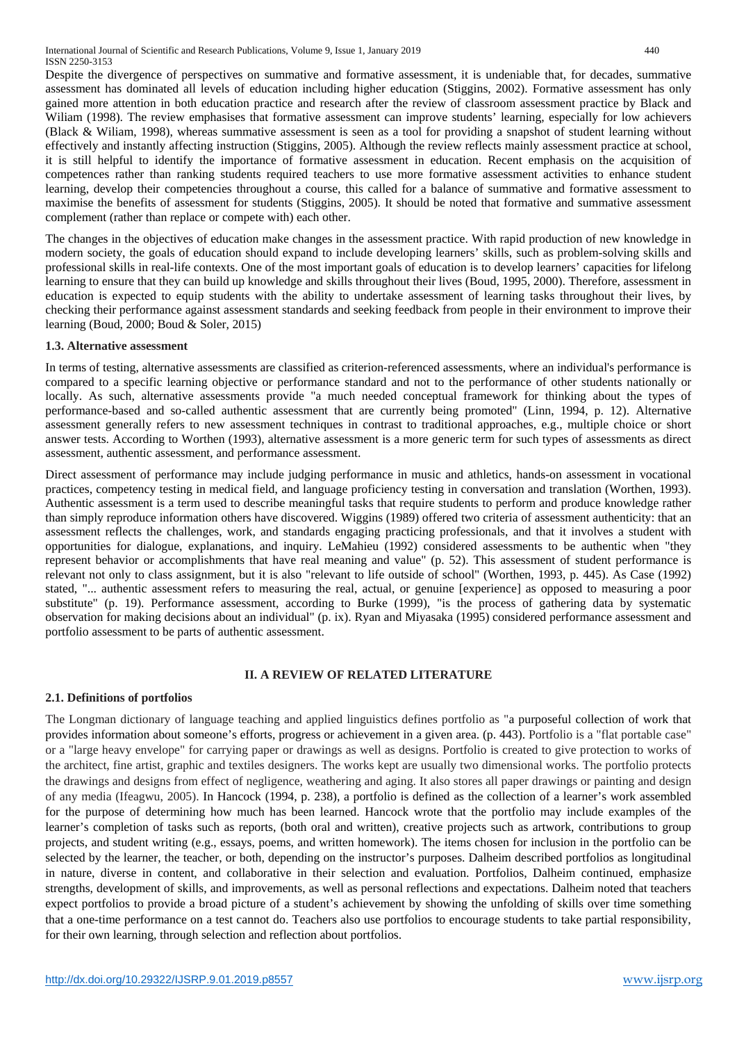Despite the divergence of perspectives on summative and formative assessment, it is undeniable that, for decades, summative assessment has dominated all levels of education including higher education (Stiggins, 2002). Formative assessment has only gained more attention in both education practice and research after the review of classroom assessment practice by Black and Wiliam (1998). The review emphasises that formative assessment can improve students' learning, especially for low achievers (Black & Wiliam, 1998), whereas summative assessment is seen as a tool for providing a snapshot of student learning without effectively and instantly affecting instruction (Stiggins, 2005). Although the review reflects mainly assessment practice at school, it is still helpful to identify the importance of formative assessment in education. Recent emphasis on the acquisition of competences rather than ranking students required teachers to use more formative assessment activities to enhance student learning, develop their competencies throughout a course, this called for a balance of summative and formative assessment to maximise the benefits of assessment for students (Stiggins, 2005). It should be noted that formative and summative assessment complement (rather than replace or compete with) each other.

The changes in the objectives of education make changes in the assessment practice. With rapid production of new knowledge in modern society, the goals of education should expand to include developing learners' skills, such as problem-solving skills and professional skills in real-life contexts. One of the most important goals of education is to develop learners' capacities for lifelong learning to ensure that they can build up knowledge and skills throughout their lives (Boud, 1995, 2000). Therefore, assessment in education is expected to equip students with the ability to undertake assessment of learning tasks throughout their lives, by checking their performance against assessment standards and seeking feedback from people in their environment to improve their learning (Boud, 2000; Boud & Soler, 2015)

### 1.3. Alternative assessment

In terms of testing, alternative assessments are classified as criterion-referenced assessments, where an individual's performance is compared to a specific learning objective or performance standard and not to the performance of other students nationally or locally. As such, alternative assessments provide "a much needed conceptual framework for thinking about the types of performance-based and so-called authentic assessment that are currently being promoted" (Linn, 1994, p. 12). Alternative assessment generally refers to new assessment techniques in contrast to traditional approaches, e.g., multiple choice or short answer tests. According to Worthen (1993), alternative assessment is a more generic term for such types of assessments as direct assessment, authentic assessment, and performance assessment.

Direct assessment of performance may include judging performance in music and athletics, hands-on assessment in vocational practices, competency testing in medical field, and language proficiency testing in conversation and translation (Worthen, 1993). Authentic assessment is a term used to describe meaningful tasks that require students to perform and produce knowledge rather than simply reproduce information others have discovered. Wiggins (1989) offered two criteria of assessment authenticity: that an assessment reflects the challenges, work, and standards engaging practicing professionals, and that it involves a student with opportunities for dialogue, explanations, and inquiry. LeMahieu (1992) considered assessments to be authentic when "they represent behavior or accomplishments that have real meaning and value" (p. 52). This assessment of student performance is relevant not only to class assignment, but it is also "relevant to life outside of school" (Worthen, 1993, p. 445). As Case (1992) stated, "... authentic assessment refers to measuring the real, actual, or genuine [experience] as opposed to measuring a poor substitute" (p. 19). Performance assessment, according to Burke (1999), "is the process of gathering data by systematic observation for making decisions about an individual" (p. ix). Ryan and Miyasaka (1995) considered performance assessment and portfolio assessment to be parts of authentic assessment.

## II. A REVIEW OF RELATED LITERATURE

### 2.1. Definitions of portfolios

The Longman dictionary of language teaching and applied linguistics defines portfolio as "a purposeful collection of work that provides information about someone's efforts, progress or achievement in a given area. (p. 443). Portfolio is a "flat portable case" or a "large heavy envelope" for carrying paper or drawings as well as designs. Portfolio is created to give protection to works of the architect, fine artist, graphic and textiles designers. The works kept are usually two dimensional works. The portfolio protects the drawings and designs from effect of negligence, weathering and aging. It also stores all paper drawings or painting and design of any media (Ifeagwu, 2005). In Hancock (1994, p. 238), a portfolio is defined as the collection of a learner's work assembled for the purpose of determining how much has been learned. Hancock wrote that the portfolio may include examples of the learner's completion of tasks such as reports, (both oral and written), creative projects such as artwork, contributions to group projects, and student writing (e.g., essays, poems, and written homework). The items chosen for inclusion in the portfolio can be selected by the learner, the teacher, or both, depending on the instructor's purposes. Dalheim described portfolios as longitudinal in nature, diverse in content, and collaborative in their selection and evaluation. Portfolios, Dalheim continued, emphasize strengths, development of skills, and improvements, as well as personal reflections and expectations. Dalheim noted that teachers expect portfolios to provide a broad picture of a student's achievement by showing the unfolding of skills over time something that a one-time performance on a test cannot do. Teachers also use portfolios to encourage students to take partial responsibility, for their own learning, through selection and reflection about portfolios.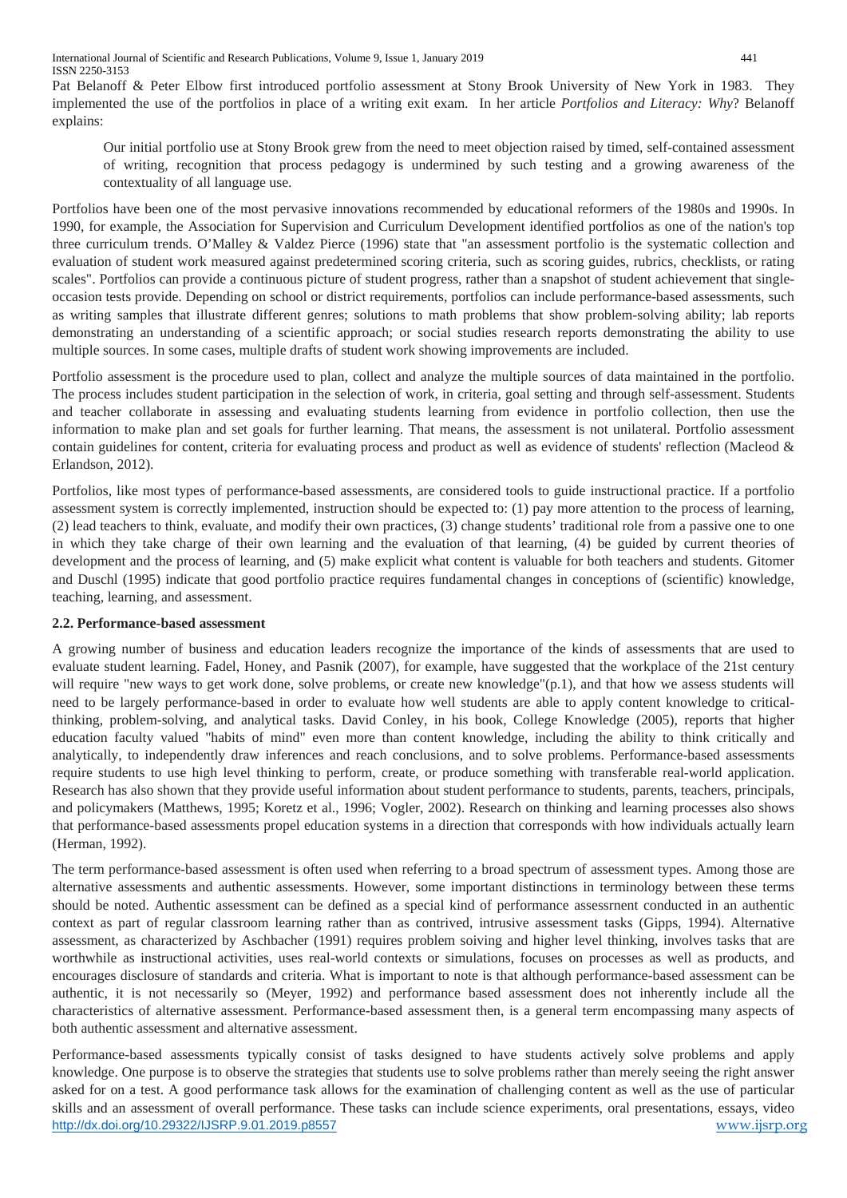Pat Belanoff & Peter Elbow first introduced portfolio assessment at Stony Brook University of New York in 1983. They implemented the use of the portfolios in place of a writing exit exam. In her article *Portfolios and Literacy: Why*? Belanoff explains:

> Our initial portfolio use at Stony Brook grew from the need to meet objection raised by timed, self-contained assessment of writing, recognition that process pedagogy is undermined by such testing and a growing awareness of the contextuality of all language use.

Portfolios have been one of the most pervasive innovations recommended by educational reformers of the 1980s and 1990s. In 1990, for example, the Association for Supervision and Curriculum Development identified portfolios as one of the nation's top three curriculum trends. O'Malley & Valdez Pierce (1996) state that "an assessment portfolio is the systematic collection and evaluation of student work measured against predetermined scoring criteria, such as scoring guides, rubrics, checklists, or rating scales". Portfolios can provide a continuous picture of student progress, rather than a snapshot of student achievement that single-occasion tests provide. Depending on school or district requirements, portfolios can include performance-based assessments, such as writing samples that illustrate different genres; solutions to math problems that show problem-solving ability; lab reports demonstrating an understanding of a scientific approach; or social studies research reports demonstrating the ability to use multiple sources. In some cases, multiple drafts of student work showing improvements are included.

Portfolio assessment is the procedure used to plan, collect and analyze the multiple sources of data maintained in the portfolio. The process includes student participation in the selection of work, in criteria, goal setting and through self-assessment. Students and teacher collaborate in assessing and evaluating students learning from evidence in portfolio collection, then use the information to make plan and set goals for further learning. That means, the assessment is not unilateral. Portfolio assessment contain guidelines for content, criteria for evaluating process and product as well as evidence of students' reflection (Macleod & Erlandson, 2012).

Portfolios, like most types of performance-based assessments, are considered tools to guide instructional practice. If a portfolio assessment system is correctly implemented, instruction should be expected to: (1) pay more attention to the process of learning, (2) lead teachers to think, evaluate, and modify their own practices, (3) change students' traditional role from a passive one to one in which they take charge of their own learning and the evaluation of that learning, (4) be guided by current theories of development and the process of learning, and (5) make explicit what content is valuable for both teachers and students. Gitomer and Duschl (1995) indicate that good portfolio practice requires fundamental changes in conceptions of (scientific) knowledge, teaching, learning, and assessment.

### 2.2. Performance-based assessment

A growing number of business and education leaders recognize the importance of the kinds of assessments that are used to evaluate student learning. Fadel, Honey, and Pasnik (2007), for example, have suggested that the workplace of the 21st century will require "new ways to get work done, solve problems, or create new knowledge"(p.1), and that how we assess students will need to be largely performance-based in order to evaluate how well students are able to apply content knowledge to critical-thinking, problem-solving, and analytical tasks. David Conley, in his book, College Knowledge (2005), reports that higher education faculty valued "habits of mind" even more than content knowledge, including the ability to think critically and analytically, to independently draw inferences and reach conclusions, and to solve problems. Performance-based assessments require students to use high level thinking to perform, create, or produce something with transferable real-world application. Research has also shown that they provide useful information about student performance to students, parents, teachers, principals, and policymakers (Matthews, 1995; Koretz et al., 1996; Vogler, 2002). Research on thinking and learning processes also shows that performance-based assessments propel education systems in a direction that corresponds with how individuals actually learn (Herman, 1992).

The term performance-based assessment is often used when referring to a broad spectrum of assessment types. Among those are alternative assessments and authentic assessments. However, some important distinctions in terminology between these terms should be noted. Authentic assessment can be defined as a special kind of performance assessrnent conducted in an authentic context as part of regular classroom learning rather than as contrived, intrusive assessment tasks (Gipps, 1994). Alternative assessment, as characterized by Aschbacher (1991) requires problem soiving and higher level thinking, involves tasks that are worthwhile as instructional activities, uses real-world contexts or simulations, focuses on processes as well as products, and encourages disclosure of standards and criteria. What is important to note is that although performance-based assessment can be authentic, it is not necessarily so (Meyer, 1992) and performance based assessment does not inherently include all the characteristics of alternative assessment. Performance-based assessment then, is a general term encompassing many aspects of both authentic assessment and alternative assessment.

Performance-based assessments typically consist of tasks designed to have students actively solve problems and apply knowledge. One purpose is to observe the strategies that students use to solve problems rather than merely seeing the right answer asked for on a test. A good performance task allows for the examination of challenging content as well as the use of particular skills and an assessment of overall performance. These tasks can include science experiments, oral presentations, essays, video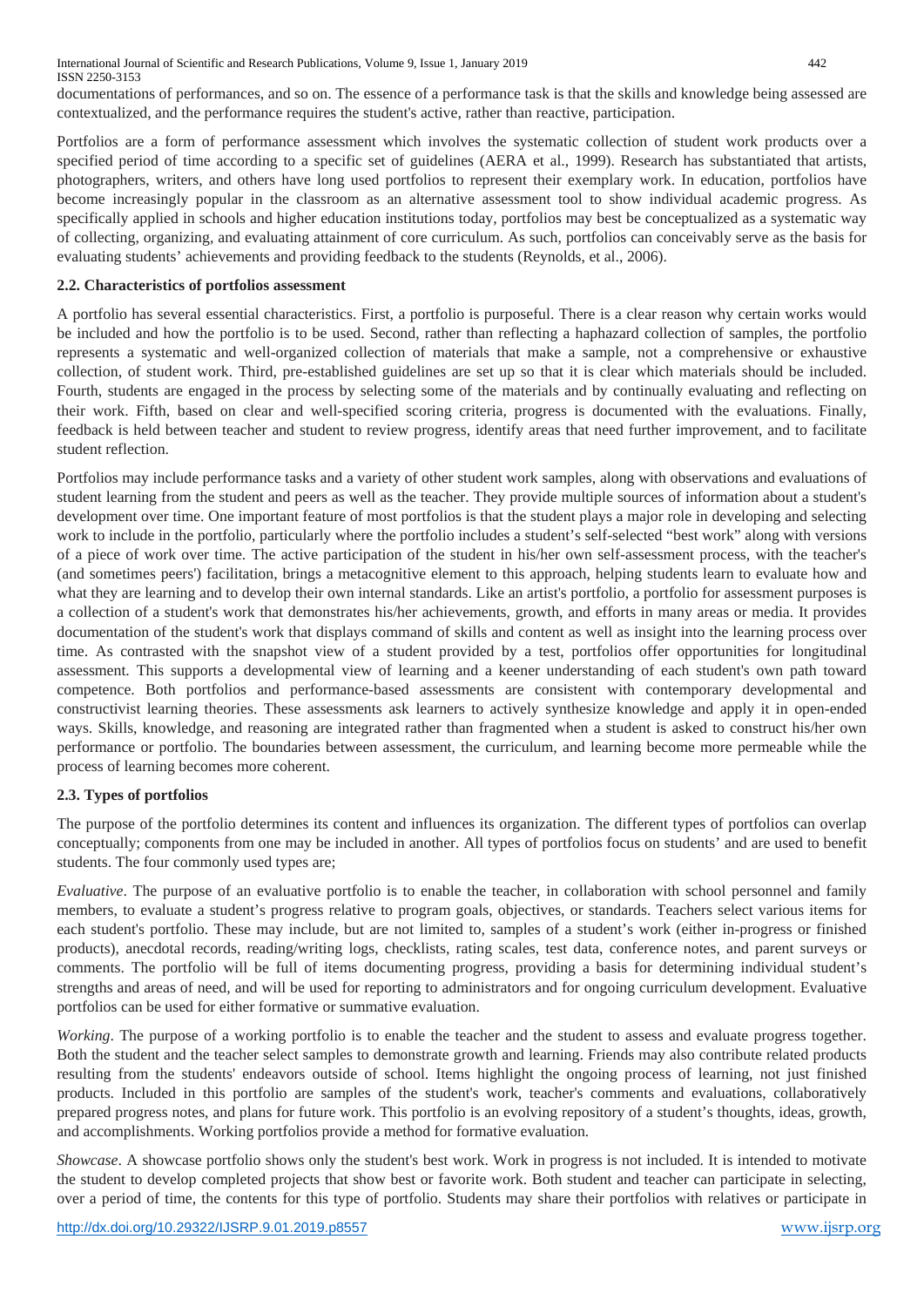documentations of performances, and so on. The essence of a performance task is that the skills and knowledge being assessed are contextualized, and the performance requires the student's active, rather than reactive, participation.

Portfolios are a form of performance assessment which involves the systematic collection of student work products over a specified period of time according to a specific set of guidelines (AERA et al., 1999). Research has substantiated that artists, photographers, writers, and others have long used portfolios to represent their exemplary work. In education, portfolios have become increasingly popular in the classroom as an alternative assessment tool to show individual academic progress. As specifically applied in schools and higher education institutions today, portfolios may best be conceptualized as a systematic way of collecting, organizing, and evaluating attainment of core curriculum. As such, portfolios can conceivably serve as the basis for evaluating students' achievements and providing feedback to the students (Reynolds, et al., 2006).

### 2.2. Characteristics of portfolios assessment

A portfolio has several essential characteristics. First, a portfolio is purposeful. There is a clear reason why certain works would be included and how the portfolio is to be used. Second, rather than reflecting a haphazard collection of samples, the portfolio represents a systematic and well-organized collection of materials that make a sample, not a comprehensive or exhaustive collection, of student work. Third, pre-established guidelines are set up so that it is clear which materials should be included. Fourth, students are engaged in the process by selecting some of the materials and by continually evaluating and reflecting on their work. Fifth, based on clear and well-specified scoring criteria, progress is documented with the evaluations. Finally, feedback is held between teacher and student to review progress, identify areas that need further improvement, and to facilitate student reflection.

Portfolios may include performance tasks and a variety of other student work samples, along with observations and evaluations of student learning from the student and peers as well as the teacher. They provide multiple sources of information about a student's development over time. One important feature of most portfolios is that the student plays a major role in developing and selecting work to include in the portfolio, particularly where the portfolio includes a student's self-selected "best work" along with versions of a piece of work over time. The active participation of the student in his/her own self-assessment process, with the teacher's (and sometimes peers') facilitation, brings a metacognitive element to this approach, helping students learn to evaluate how and what they are learning and to develop their own internal standards. Like an artist's portfolio, a portfolio for assessment purposes is a collection of a student's work that demonstrates his/her achievements, growth, and efforts in many areas or media. It provides documentation of the student's work that displays command of skills and content as well as insight into the learning process over time. As contrasted with the snapshot view of a student provided by a test, portfolios offer opportunities for longitudinal assessment. This supports a developmental view of learning and a keener understanding of each student's own path toward competence. Both portfolios and performance-based assessments are consistent with contemporary developmental and constructivist learning theories. These assessments ask learners to actively synthesize knowledge and apply it in open-ended ways. Skills, knowledge, and reasoning are integrated rather than fragmented when a student is asked to construct his/her own performance or portfolio. The boundaries between assessment, the curriculum, and learning become more permeable while the process of learning becomes more coherent.

### 2.3. Types of portfolios

The purpose of the portfolio determines its content and influences its organization. The different types of portfolios can overlap conceptually; components from one may be included in another. All types of portfolios focus on students' and are used to benefit students. The four commonly used types are;

*Evaluative*. The purpose of an evaluative portfolio is to enable the teacher, in collaboration with school personnel and family members, to evaluate a student's progress relative to program goals, objectives, or standards. Teachers select various items for each student's portfolio. These may include, but are not limited to, samples of a student's work (either in-progress or finished products), anecdotal records, reading/writing logs, checklists, rating scales, test data, conference notes, and parent surveys or comments. The portfolio will be full of items documenting progress, providing a basis for determining individual student's strengths and areas of need, and will be used for reporting to administrators and for ongoing curriculum development. Evaluative portfolios can be used for either formative or summative evaluation.

*Working*. The purpose of a working portfolio is to enable the teacher and the student to assess and evaluate progress together. Both the student and the teacher select samples to demonstrate growth and learning. Friends may also contribute related products resulting from the students' endeavors outside of school. Items highlight the ongoing process of learning, not just finished products. Included in this portfolio are samples of the student's work, teacher's comments and evaluations, collaboratively prepared progress notes, and plans for future work. This portfolio is an evolving repository of a student's thoughts, ideas, growth, and accomplishments. Working portfolios provide a method for formative evaluation.

*Showcase*. A showcase portfolio shows only the student's best work. Work in progress is not included. It is intended to motivate the student to develop completed projects that show best or favorite work. Both student and teacher can participate in selecting, over a period of time, the contents for this type of portfolio. Students may share their portfolios with relatives or participate in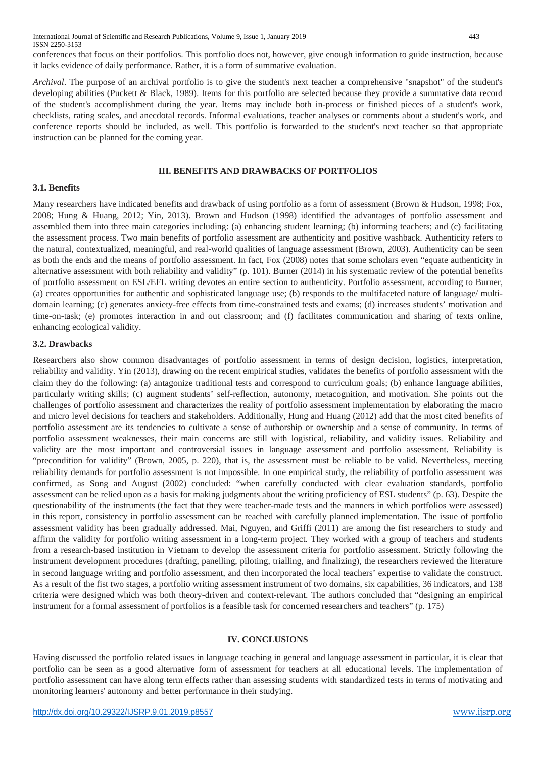conferences that focus on their portfolios. This portfolio does not, however, give enough information to guide instruction, because it lacks evidence of daily performance. Rather, it is a form of summative evaluation.

*Archival*. The purpose of an archival portfolio is to give the student's next teacher a comprehensive "snapshot" of the student's developing abilities (Puckett & Black, 1989). Items for this portfolio are selected because they provide a summative data record of the student's accomplishment during the year. Items may include both in-process or finished pieces of a student's work, checklists, rating scales, and anecdotal records. Informal evaluations, teacher analyses or comments about a student's work, and conference reports should be included, as well. This portfolio is forwarded to the student's next teacher so that appropriate instruction can be planned for the coming year.

## III. BENEFITS AND DRAWBACKS OF PORTFOLIOS

### 3.1. Benefits

Many researchers have indicated benefits and drawback of using portfolio as a form of assessment (Brown & Hudson, 1998; Fox, 2008; Hung & Huang, 2012; Yin, 2013). Brown and Hudson (1998) identified the advantages of portfolio assessment and assembled them into three main categories including: (a) enhancing student learning; (b) informing teachers; and (c) facilitating the assessment process. Two main benefits of portfolio assessment are authenticity and positive washback. Authenticity refers to the natural, contextualized, meaningful, and real-world qualities of language assessment (Brown, 2003). Authenticity can be seen as both the ends and the means of portfolio assessment. In fact, Fox (2008) notes that some scholars even "equate authenticity in alternative assessment with both reliability and validity" (p. 101). Burner (2014) in his systematic review of the potential benefits of portfolio assessment on ESL/EFL writing devotes an entire section to authenticity. Portfolio assessment, according to Burner, (a) creates opportunities for authentic and sophisticated language use; (b) responds to the multifaceted nature of language/ multi-domain learning; (c) generates anxiety-free effects from time-constrained tests and exams; (d) increases students' motivation and time-on-task; (e) promotes interaction in and out classroom; and (f) facilitates communication and sharing of texts online, enhancing ecological validity.

### 3.2. Drawbacks

Researchers also show common disadvantages of portfolio assessment in terms of design decision, logistics, interpretation, reliability and validity. Yin (2013), drawing on the recent empirical studies, validates the benefits of portfolio assessment with the claim they do the following: (a) antagonize traditional tests and correspond to curriculum goals; (b) enhance language abilities, particularly writing skills; (c) augment students' self-reflection, autonomy, metacognition, and motivation. She points out the challenges of portfolio assessment and characterizes the reality of portfolio assessment implementation by elaborating the macro and micro level decisions for teachers and stakeholders. Additionally, Hung and Huang (2012) add that the most cited benefits of portfolio assessment are its tendencies to cultivate a sense of authorship or ownership and a sense of community. In terms of portfolio assessment weaknesses, their main concerns are still with logistical, reliability, and validity issues. Reliability and validity are the most important and controversial issues in language assessment and portfolio assessment. Reliability is "precondition for validity" (Brown, 2005, p. 220), that is, the assessment must be reliable to be valid. Nevertheless, meeting reliability demands for portfolio assessment is not impossible. In one empirical study, the reliability of portfolio assessment was confirmed, as Song and August (2002) concluded: "when carefully conducted with clear evaluation standards, portfolio assessment can be relied upon as a basis for making judgments about the writing proficiency of ESL students" (p. 63). Despite the questionability of the instruments (the fact that they were teacher-made tests and the manners in which portfolios were assessed) in this report, consistency in portfolio assessment can be reached with carefully planned implementation. The issue of portfolio assessment validity has been gradually addressed. Mai, Nguyen, and Griffi (2011) are among the fist researchers to study and affirm the validity for portfolio writing assessment in a long-term project. They worked with a group of teachers and students from a research-based institution in Vietnam to develop the assessment criteria for portfolio assessment. Strictly following the instrument development procedures (drafting, panelling, piloting, trialling, and finalizing), the researchers reviewed the literature in second language writing and portfolio assessment, and then incorporated the local teachers' expertise to validate the construct. As a result of the fist two stages, a portfolio writing assessment instrument of two domains, six capabilities, 36 indicators, and 138 criteria were designed which was both theory-driven and context-relevant. The authors concluded that "designing an empirical instrument for a formal assessment of portfolios is a feasible task for concerned researchers and teachers" (p. 175)

## IV. CONCLUSIONS

Having discussed the portfolio related issues in language teaching in general and language assessment in particular, it is clear that portfolio can be seen as a good alternative form of assessment for teachers at all educational levels. The implementation of portfolio assessment can have along term effects rather than assessing students with standardized tests in terms of motivating and monitoring learners' autonomy and better performance in their studying.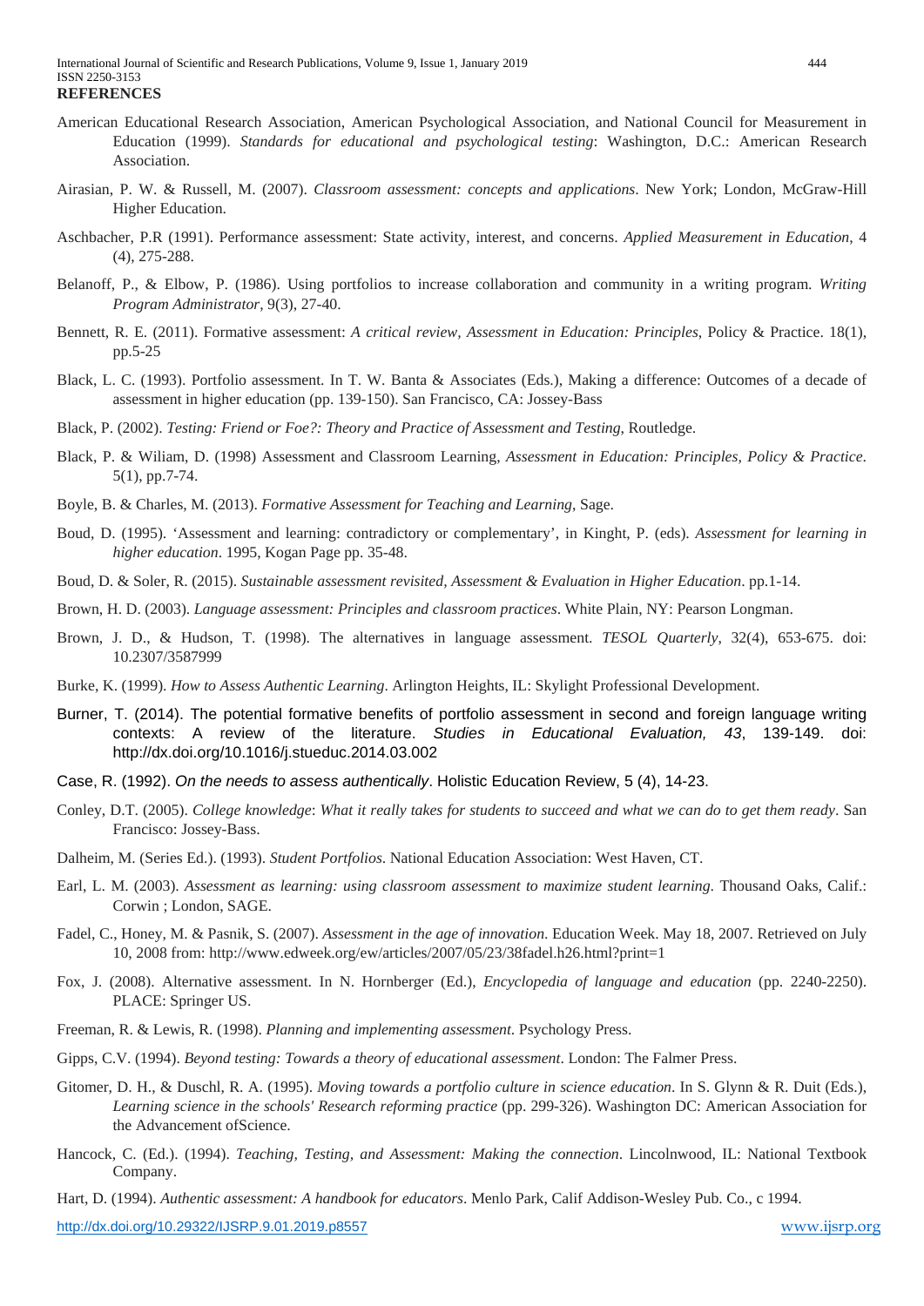**REFERENCES**

American Educational Research Association, American Psychological Association, and National Council for Measurement in Education (1999). *Standards for educational and psychological testing*: Washington, D.C.: American Research Association.

Airasian, P. W. & Russell, M. (2007). *Classroom assessment: concepts and applications*. New York; London, McGraw-Hill Higher Education.

Aschbacher, P.R (1991). Performance assessment: State activity, interest, and concerns. *Applied Measurement in Education*, 4 (4), 275-288.

Belanoff, P., & Elbow, P. (1986). Using portfolios to increase collaboration and community in a writing program. *Writing Program Administrator*, 9(3), 27-40.

Bennett, R. E. (2011). Formative assessment: *A critical review, Assessment in Education: Principles*, Policy & Practice. 18(1), pp.5-25

Black, L. C. (1993). Portfolio assessment. In T. W. Banta & Associates (Eds.), Making a difference: Outcomes of a decade of assessment in higher education (pp. 139-150). San Francisco, CA: Jossey-Bass

Black, P. (2002). *Testing: Friend or Foe?: Theory and Practice of Assessment and Testing*, Routledge.

Black, P. & Wiliam, D. (1998) Assessment and Classroom Learning, *Assessment in Education: Principles, Policy & Practice*. 5(1), pp.7-74.

Boyle, B. & Charles, M. (2013). *Formative Assessment for Teaching and Learning*, Sage.

Boud, D. (1995). 'Assessment and learning: contradictory or complementary', in Kinght, P. (eds). *Assessment for learning in higher education*. 1995, Kogan Page pp. 35-48.

Boud, D. & Soler, R. (2015). *Sustainable assessment revisited, Assessment & Evaluation in Higher Education*. pp.1-14.

Brown, H. D. (2003). *Language assessment: Principles and classroom practices*. White Plain, NY: Pearson Longman.

Brown, J. D., & Hudson, T. (1998). The alternatives in language assessment. *TESOL Quarterly*, 32(4), 653-675. doi: 10.2307/3587999

Burke, K. (1999). *How to Assess Authentic Learning*. Arlington Heights, IL: Skylight Professional Development.

Burner, T. (2014). The potential formative benefits of portfolio assessment in second and foreign language writing contexts: A review of the literature. *Studies in Educational Evaluation, 43*, 139-149. doi: http://dx.doi.org/10.1016/j.stueduc.2014.03.002

Case, R. (1992). *On the needs to assess authentically*. Holistic Education Review, 5 (4), 14-23.

Conley, D.T. (2005). *College knowledge*: *What it really takes for students to succeed and what we can do to get them ready*. San Francisco: Jossey-Bass.

Dalheim, M. (Series Ed.). (1993). *Student Portfolios*. National Education Association: West Haven, CT.

Earl, L. M. (2003). *Assessment as learning: using classroom assessment to maximize student learning*. Thousand Oaks, Calif.: Corwin ; London, SAGE.

Fadel, C., Honey, M. & Pasnik, S. (2007). *Assessment in the age of innovation*. Education Week. May 18, 2007. Retrieved on July 10, 2008 from: http://www.edweek.org/ew/articles/2007/05/23/38fadel.h26.html?print=1

Fox, J. (2008). Alternative assessment. In N. Hornberger (Ed.), *Encyclopedia of language and education* (pp. 2240-2250). PLACE: Springer US.

Freeman, R. & Lewis, R. (1998). *Planning and implementing assessment*. Psychology Press.

Gipps, C.V. (1994). *Beyond testing: Towards a theory of educational assessment*. London: The Falmer Press.

Gitomer, D. H., & Duschl, R. A. (1995). *Moving towards a portfolio culture in science education*. In S. Glynn & R. Duit (Eds.), *Learning science in the schools' Research reforming practice* (pp. 299-326). Washington DC: American Association for the Advancement ofScience.

Hancock, C. (Ed.). (1994). *Teaching, Testing, and Assessment: Making the connection*. Lincolnwood, IL: National Textbook Company.

Hart, D. (1994). *Authentic assessment: A handbook for educators*. Menlo Park, Calif Addison-Wesley Pub. Co., c 1994.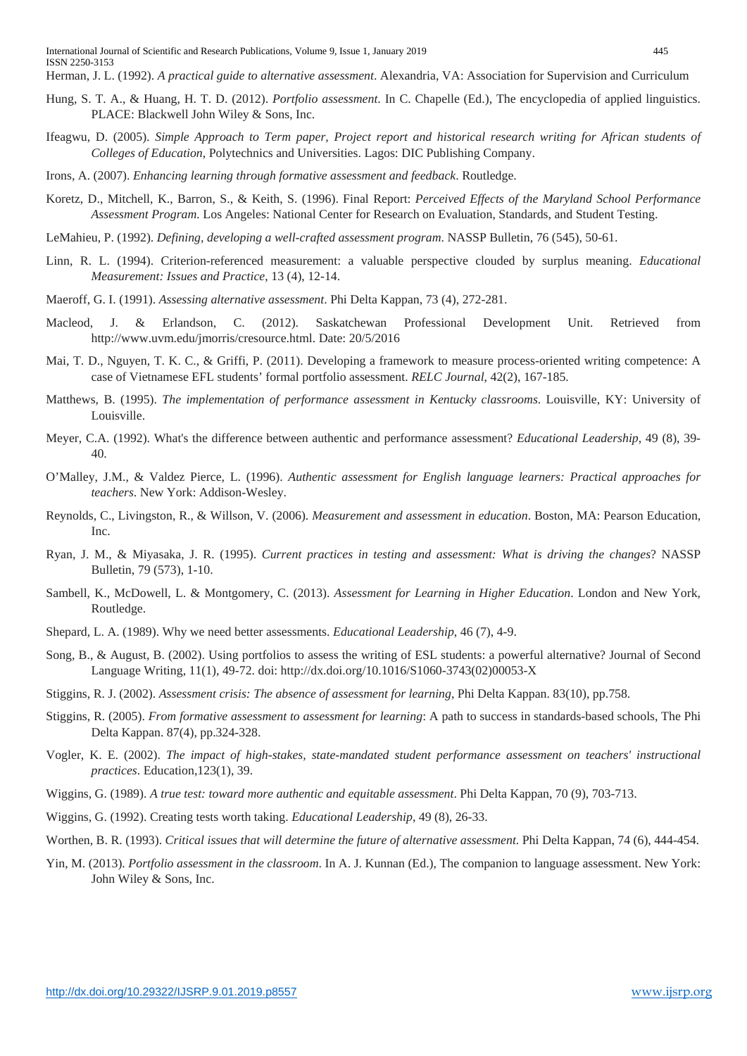Herman, J. L. (1992). *A practical guide to alternative assessment*. Alexandria, VA: Association for Supervision and Curriculum

Hung, S. T. A., & Huang, H. T. D. (2012). *Portfolio assessment*. In C. Chapelle (Ed.), The encyclopedia of applied linguistics. PLACE: Blackwell John Wiley & Sons, Inc.

Ifeagwu, D. (2005). *Simple Approach to Term paper, Project report and historical research writing for African students of Colleges of Education*, Polytechnics and Universities. Lagos: DIC Publishing Company.

Irons, A. (2007). *Enhancing learning through formative assessment and feedback*. Routledge.

Koretz, D., Mitchell, K., Barron, S., & Keith, S. (1996). Final Report: *Perceived Effects of the Maryland School Performance Assessment Program*. Los Angeles: National Center for Research on Evaluation, Standards, and Student Testing.

LeMahieu, P. (1992). *Defining, developing a well-crafted assessment program*. NASSP Bulletin, 76 (545), 50-61.

Linn, R. L. (1994). Criterion-referenced measurement: a valuable perspective clouded by surplus meaning. *Educational Measurement: Issues and Practice*, 13 (4), 12-14.

Maeroff, G. I. (1991). *Assessing alternative assessment*. Phi Delta Kappan, 73 (4), 272-281.

Macleod, J. & Erlandson, C. (2012). Saskatchewan Professional Development Unit. Retrieved from http://www.uvm.edu/jmorris/cresource.html. Date: 20/5/2016

Mai, T. D., Nguyen, T. K. C., & Griffi, P. (2011). Developing a framework to measure process-oriented writing competence: A case of Vietnamese EFL students' formal portfolio assessment. *RELC Journal*, 42(2), 167-185.

Matthews, B. (1995). *The implementation of performance assessment in Kentucky classrooms*. Louisville, KY: University of Louisville.

Meyer, C.A. (1992). What's the difference between authentic and performance assessment? *Educational Leadership*, 49 (8), 39-40.

O'Malley, J.M., & Valdez Pierce, L. (1996). *Authentic assessment for English language learners: Practical approaches for teachers*. New York: Addison-Wesley.

Reynolds, C., Livingston, R., & Willson, V. (2006). *Measurement and assessment in education*. Boston, MA: Pearson Education, Inc.

Ryan, J. M., & Miyasaka, J. R. (1995). *Current practices in testing and assessment: What is driving the changes*? NASSP Bulletin, 79 (573), 1-10.

Sambell, K., McDowell, L. & Montgomery, C. (2013). *Assessment for Learning in Higher Education*. London and New York, Routledge.

Shepard, L. A. (1989). Why we need better assessments. *Educational Leadership*, 46 (7), 4-9.

Song, B., & August, B. (2002). Using portfolios to assess the writing of ESL students: a powerful alternative? Journal of Second Language Writing, 11(1), 49-72. doi: http://dx.doi.org/10.1016/S1060-3743(02)00053-X

Stiggins, R. J. (2002). *Assessment crisis: The absence of assessment for learning*, Phi Delta Kappan. 83(10), pp.758.

Stiggins, R. (2005). *From formative assessment to assessment for learning*: A path to success in standards-based schools, The Phi Delta Kappan. 87(4), pp.324-328.

Vogler, K. E. (2002). *The impact of high-stakes, state-mandated student performance assessment on teachers' instructional practices*. Education,123(1), 39.

Wiggins, G. (1989). *A true test: toward more authentic and equitable assessment*. Phi Delta Kappan, 70 (9), 703-713.

Wiggins, G. (1992). Creating tests worth taking. *Educational Leadership*, 49 (8), 26-33.

Worthen, B. R. (1993). *Critical issues that will determine the future of alternative assessment*. Phi Delta Kappan, 74 (6), 444-454.

Yin, M. (2013). *Portfolio assessment in the classroom*. In A. J. Kunnan (Ed.), The companion to language assessment. New York: John Wiley & Sons, Inc.